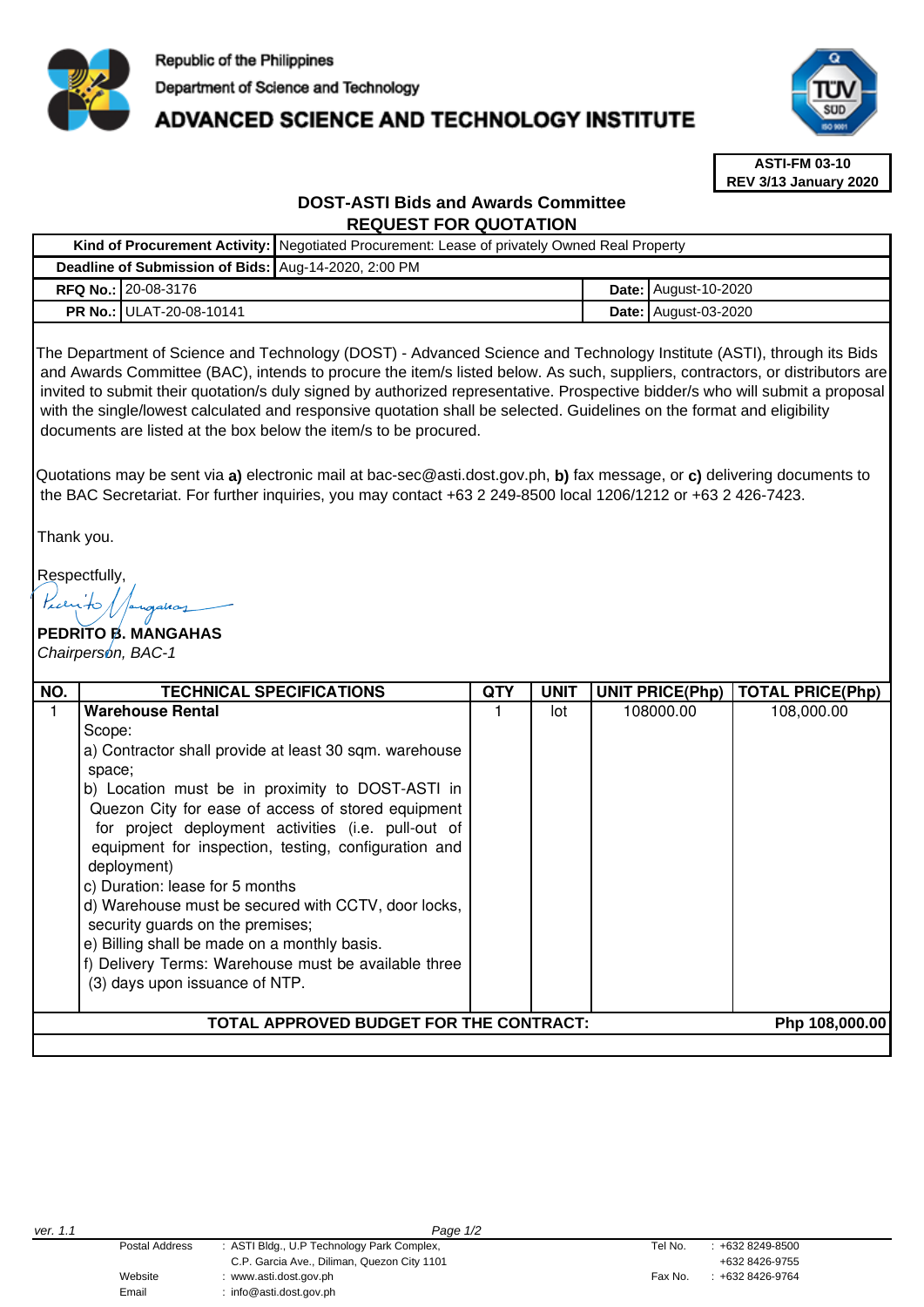Republic of the Philippines
Department of Science and Technology
**ADVANCED SCIENCE AND TECHNOLOGY INSTITUTE**

**ASTI-FM 03-10**
**REV 3/13 January 2020**

## DOST-ASTI Bids and Awards Committee
## REQUEST FOR QUOTATION

| | | | |
|---|---|---|---|
| **Kind of Procurement Activity:** | Negotiated Procurement: Lease of privately Owned Real Property | | |
| **Deadline of Submission of Bids:** | Aug-14-2020, 2:00 PM | | |
| **RFQ No.:** | 20-08-3176 | **Date:** | August-10-2020 |
| **PR No.:** | ULAT-20-08-10141 | **Date:** | August-03-2020 |

The Department of Science and Technology (DOST) - Advanced Science and Technology Institute (ASTI), through its Bids and Awards Committee (BAC), intends to procure the item/s listed below. As such, suppliers, contractors, or distributors are invited to submit their quotation/s duly signed by authorized representative. Prospective bidder/s who will submit a proposal with the single/lowest calculated and responsive quotation shall be selected. Guidelines on the format and eligibility documents are listed at the box below the item/s to be procured.

Quotations may be sent via **a)** electronic mail at bac-sec@asti.dost.gov.ph, **b)** fax message, or **c)** delivering documents to the BAC Secretariat. For further inquiries, you may contact +63 2 249-8500 local 1206/1212 or +63 2 426-7423.

Thank you.

Respectfully,

**PEDRITO B. MANGAHAS**
*Chairperson, BAC-1*

| NO. | TECHNICAL SPECIFICATIONS | QTY | UNIT | UNIT PRICE(Php) | TOTAL PRICE(Php) |
|---|---|---|---|---|---|
| 1 | **Warehouse Rental**<br>Scope:<br>a) Contractor shall provide at least 30 sqm. warehouse space;<br>b) Location must be in proximity to DOST-ASTI in Quezon City for ease of access of stored equipment for project deployment activities (i.e. pull-out of equipment for inspection, testing, configuration and deployment)<br>c) Duration: lease for 5 months<br>d) Warehouse must be secured with CCTV, door locks, security guards on the premises;<br>e) Billing shall be made on a monthly basis.<br>f) Delivery Terms: Warehouse must be available three (3) days upon issuance of NTP. | 1 | lot | 108000.00 | 108,000.00 |
| | **TOTAL APPROVED BUDGET FOR THE CONTRACT:** | | | | **Php 108,000.00** |

ver. 1.1

| | | | |
|---|---|---|---|
| Postal Address | : ASTI Bldg., U.P Technology Park Complex, C.P. Garcia Ave., Diliman, Quezon City 1101 | Tel No. | : +632 8249-8500 +632 8426-9755 |
| Website | : www.asti.dost.gov.ph | Fax No. | : +632 8426-9764 |
| Email | : info@asti.dost.gov.ph | | |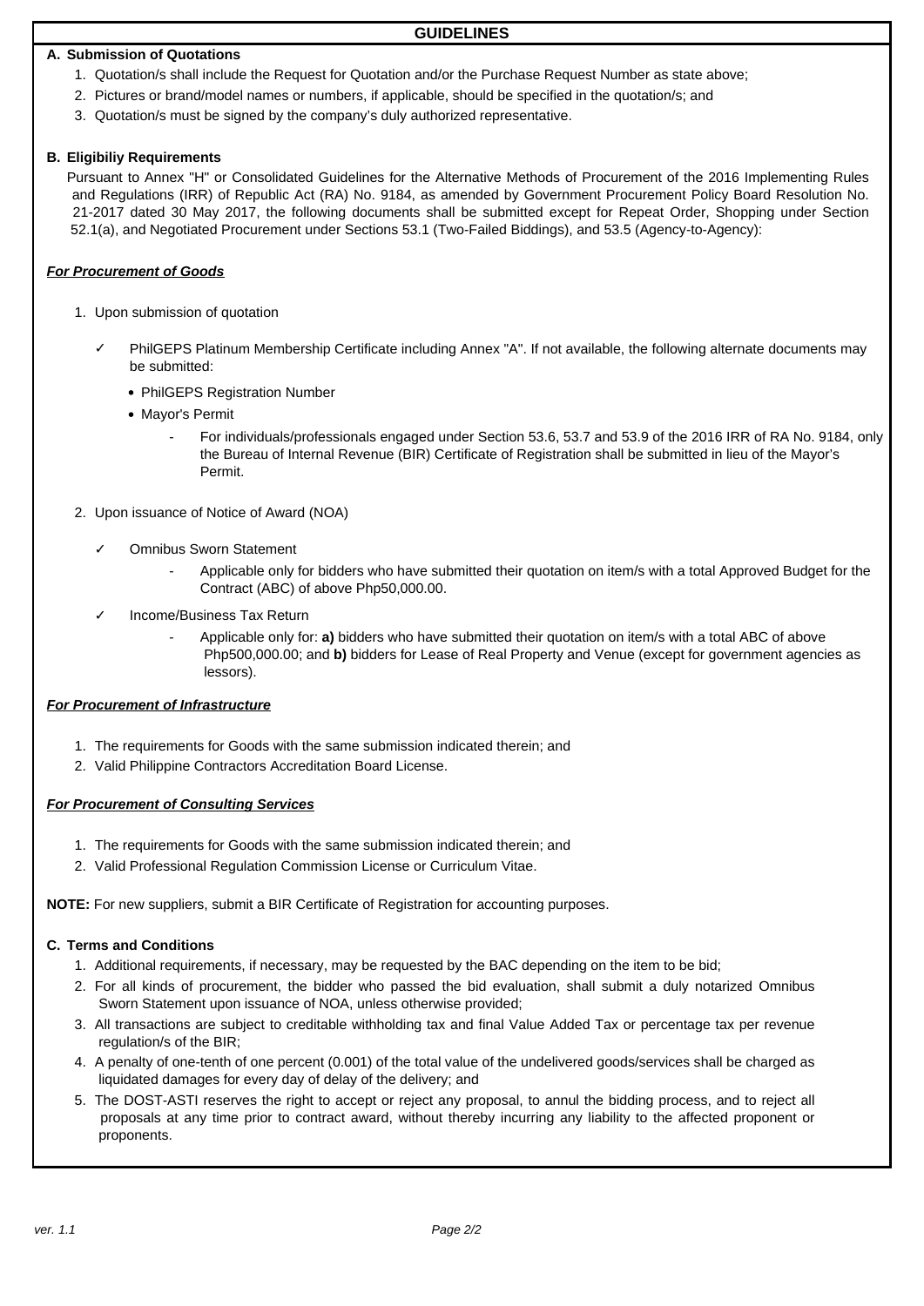## GUIDELINES

**A. Submission of Quotations**

1. Quotation/s shall include the Request for Quotation and/or the Purchase Request Number as state above;
2. Pictures or brand/model names or numbers, if applicable, should be specified in the quotation/s; and
3. Quotation/s must be signed by the company's duly authorized representative.

**B. Eligibiliy Requirements**

Pursuant to Annex "H" or Consolidated Guidelines for the Alternative Methods of Procurement of the 2016 Implementing Rules and Regulations (IRR) of Republic Act (RA) No. 9184, as amended by Government Procurement Policy Board Resolution No. 21-2017 dated 30 May 2017, the following documents shall be submitted except for Repeat Order, Shopping under Section 52.1(a), and Negotiated Procurement under Sections 53.1 (Two-Failed Biddings), and 53.5 (Agency-to-Agency):

***For Procurement of Goods***

1. Upon submission of quotation

   ✓ PhilGEPS Platinum Membership Certificate including Annex "A". If not available, the following alternate documents may be submitted:

   - PhilGEPS Registration Number
   - Mayor's Permit
     - For individuals/professionals engaged under Section 53.6, 53.7 and 53.9 of the 2016 IRR of RA No. 9184, only the Bureau of Internal Revenue (BIR) Certificate of Registration shall be submitted in lieu of the Mayor's Permit.

2. Upon issuance of Notice of Award (NOA)

   ✓ Omnibus Sworn Statement

   - Applicable only for bidders who have submitted their quotation on item/s with a total Approved Budget for the Contract (ABC) of above Php50,000.00.

   ✓ Income/Business Tax Return

   - Applicable only for: **a)** bidders who have submitted their quotation on item/s with a total ABC of above Php500,000.00; and **b)** bidders for Lease of Real Property and Venue (except for government agencies as lessors).

***For Procurement of Infrastructure***

1. The requirements for Goods with the same submission indicated therein; and
2. Valid Philippine Contractors Accreditation Board License.

***For Procurement of Consulting Services***

1. The requirements for Goods with the same submission indicated therein; and
2. Valid Professional Regulation Commission License or Curriculum Vitae.

**NOTE:** For new suppliers, submit a BIR Certificate of Registration for accounting purposes.

**C. Terms and Conditions**

1. Additional requirements, if necessary, may be requested by the BAC depending on the item to be bid;
2. For all kinds of procurement, the bidder who passed the bid evaluation, shall submit a duly notarized Omnibus Sworn Statement upon issuance of NOA, unless otherwise provided;
3. All transactions are subject to creditable withholding tax and final Value Added Tax or percentage tax per revenue regulation/s of the BIR;
4. A penalty of one-tenth of one percent (0.001) of the total value of the undelivered goods/services shall be charged as liquidated damages for every day of delay of the delivery; and
5. The DOST-ASTI reserves the right to accept or reject any proposal, to annul the bidding process, and to reject all proposals at any time prior to contract award, without thereby incurring any liability to the affected proponent or proponents.

*ver. 1.1*